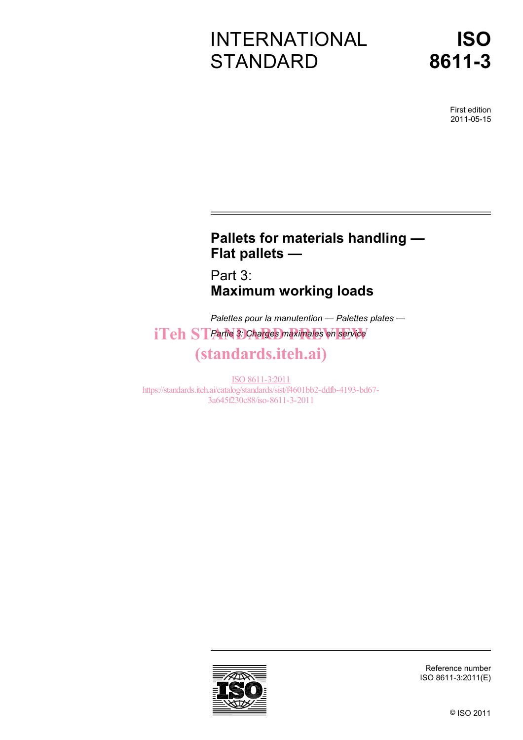# INTERNATIONAL STANDARD

# ISO 8611-3

First edition
2011-05-15

## Pallets for materials handling — Flat pallets —

## Part 3: Maximum working loads

*Palettes pour la manutention — Palettes plates —*
*Partie 3: Charges maximales en service*

iTeh STANDARD PREVIEW
(standards.iteh.ai)

ISO 8611-3:2011
https://standards.iteh.ai/catalog/standards/sist/f4601bb2-ddfb-4193-bd67-3a645f230c88/iso-8611-3-2011

Reference number
ISO 8611-3:2011(E)

© ISO 2011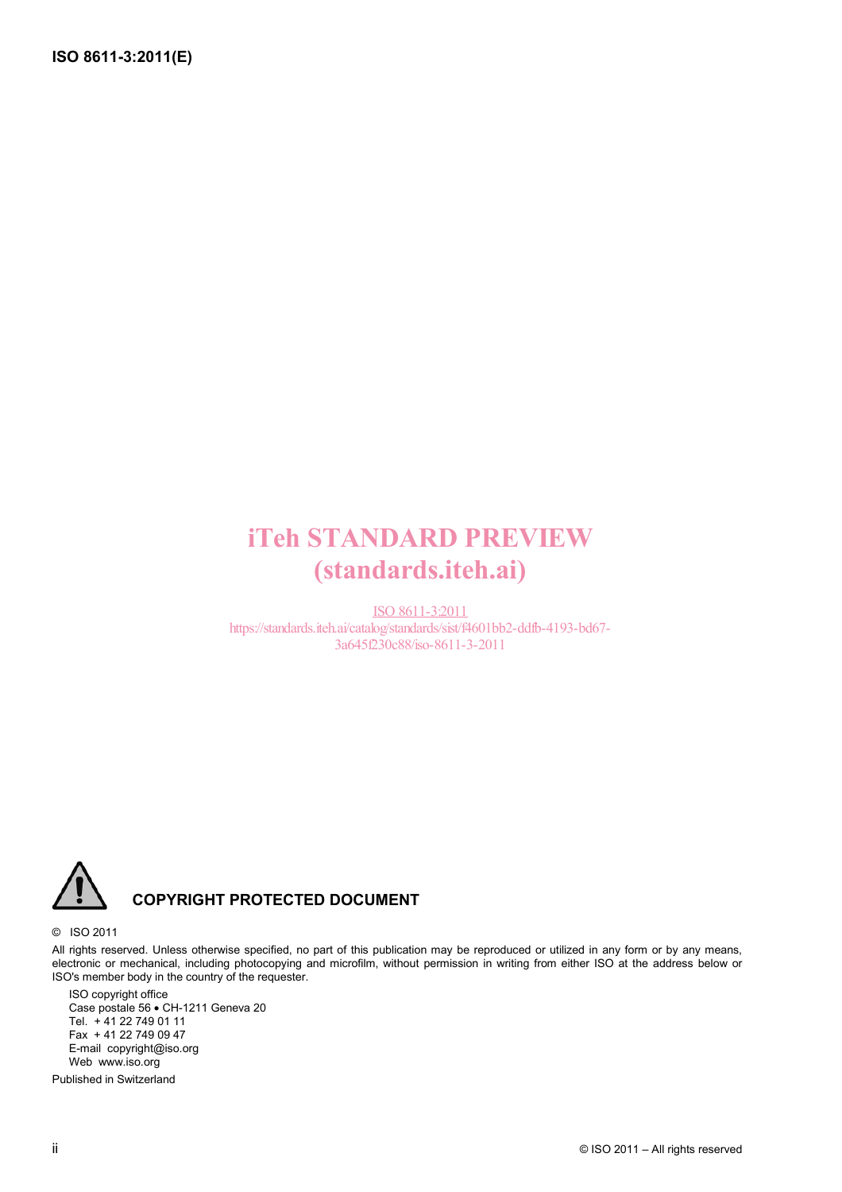iTeh STANDARD PREVIEW
(standards.iteh.ai)

ISO 8611-3:2011
https://standards.iteh.ai/catalog/standards/sist/f4601bb2-ddfb-4193-bd67-3a645f230c88/iso-8611-3-2011

**COPYRIGHT PROTECTED DOCUMENT**

© ISO 2011

All rights reserved. Unless otherwise specified, no part of this publication may be reproduced or utilized in any form or by any means, electronic or mechanical, including photocopying and microfilm, without permission in writing from either ISO at the address below or ISO's member body in the country of the requester.

ISO copyright office
Case postale 56 • CH-1211 Geneva 20
Tel. + 41 22 749 01 11
Fax + 41 22 749 09 47
E-mail copyright@iso.org
Web www.iso.org

Published in Switzerland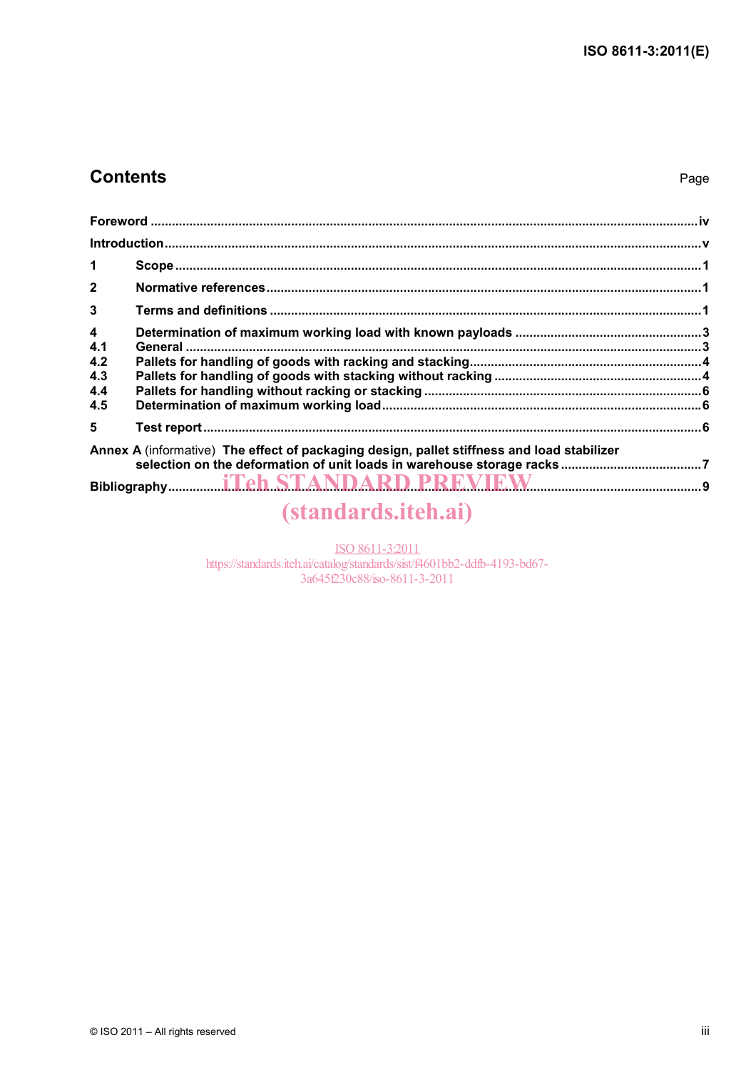# Contents

Page

Foreword ..... iv

Introduction ..... v

1 Scope ..... 1

2 Normative references ..... 1

3 Terms and definitions ..... 1

4 Determination of maximum working load with known payloads ..... 3
4.1 General ..... 3
4.2 Pallets for handling of goods with racking and stacking ..... 4
4.3 Pallets for handling of goods with stacking without racking ..... 4
4.4 Pallets for handling without racking or stacking ..... 6
4.5 Determination of maximum working load ..... 6

5 Test report ..... 6

Annex A (informative) The effect of packaging design, pallet stiffness and load stabilizer selection on the deformation of unit loads in warehouse storage racks ..... 7

Bibliography ..... 9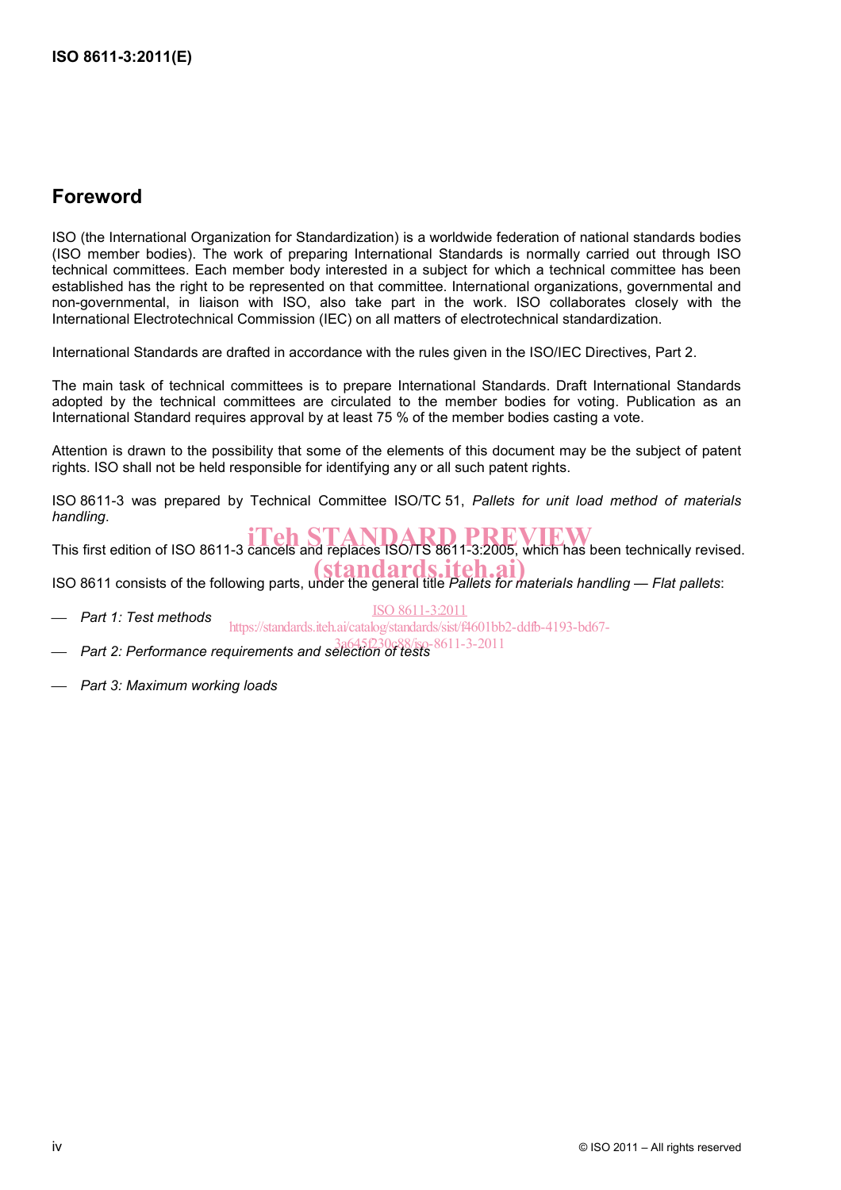## Foreword

ISO (the International Organization for Standardization) is a worldwide federation of national standards bodies (ISO member bodies). The work of preparing International Standards is normally carried out through ISO technical committees. Each member body interested in a subject for which a technical committee has been established has the right to be represented on that committee. International organizations, governmental and non-governmental, in liaison with ISO, also take part in the work. ISO collaborates closely with the International Electrotechnical Commission (IEC) on all matters of electrotechnical standardization.

International Standards are drafted in accordance with the rules given in the ISO/IEC Directives, Part 2.

The main task of technical committees is to prepare International Standards. Draft International Standards adopted by the technical committees are circulated to the member bodies for voting. Publication as an International Standard requires approval by at least 75 % of the member bodies casting a vote.

Attention is drawn to the possibility that some of the elements of this document may be the subject of patent rights. ISO shall not be held responsible for identifying any or all such patent rights.

ISO 8611-3 was prepared by Technical Committee ISO/TC 51, *Pallets for unit load method of materials handling*.

This first edition of ISO 8611-3 cancels and replaces ISO/TS 8611-3:2005, which has been technically revised.

ISO 8611 consists of the following parts, under the general title *Pallets for materials handling — Flat pallets*:

- *Part 1: Test methods*
- *Part 2: Performance requirements and selection of tests*
- *Part 3: Maximum working loads*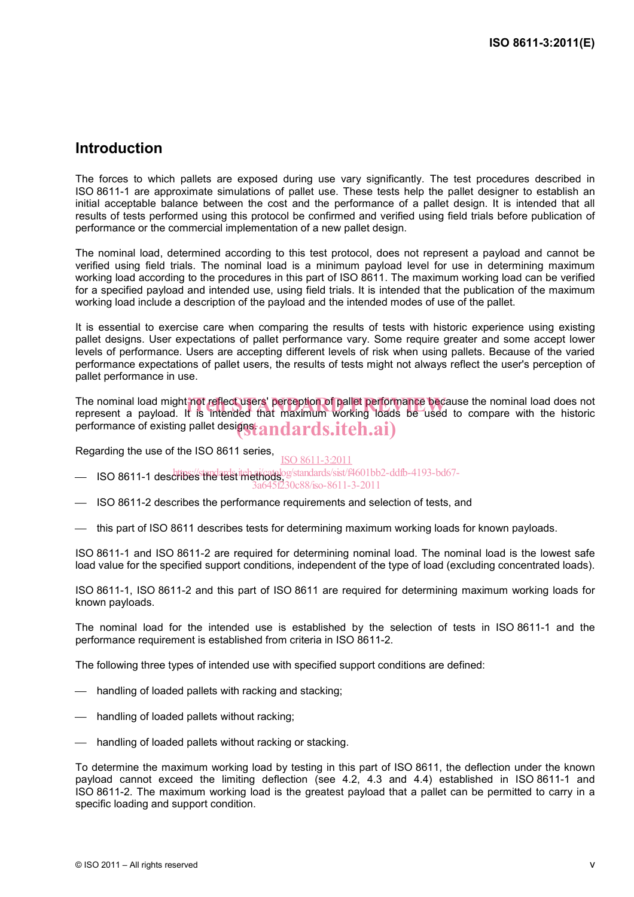## Introduction

The forces to which pallets are exposed during use vary significantly. The test procedures described in ISO 8611-1 are approximate simulations of pallet use. These tests help the pallet designer to establish an initial acceptable balance between the cost and the performance of a pallet design. It is intended that all results of tests performed using this protocol be confirmed and verified using field trials before publication of performance or the commercial implementation of a new pallet design.

The nominal load, determined according to this test protocol, does not represent a payload and cannot be verified using field trials. The nominal load is a minimum payload level for use in determining maximum working load according to the procedures in this part of ISO 8611. The maximum working load can be verified for a specified payload and intended use, using field trials. It is intended that the publication of the maximum working load include a description of the payload and the intended modes of use of the pallet.

It is essential to exercise care when comparing the results of tests with historic experience using existing pallet designs. User expectations of pallet performance vary. Some require greater and some accept lower levels of performance. Users are accepting different levels of risk when using pallets. Because of the varied performance expectations of pallet users, the results of tests might not always reflect the user's perception of pallet performance in use.

The nominal load might not reflect users' perception of pallet performance because the nominal load does not represent a payload. It is intended that maximum working loads be used to compare with the historic performance of existing pallet designs.

Regarding the use of the ISO 8611 series,

- ISO 8611-1 describes the test methods,
- ISO 8611-2 describes the performance requirements and selection of tests, and
- this part of ISO 8611 describes tests for determining maximum working loads for known payloads.

ISO 8611-1 and ISO 8611-2 are required for determining nominal load. The nominal load is the lowest safe load value for the specified support conditions, independent of the type of load (excluding concentrated loads).

ISO 8611-1, ISO 8611-2 and this part of ISO 8611 are required for determining maximum working loads for known payloads.

The nominal load for the intended use is established by the selection of tests in ISO 8611-1 and the performance requirement is established from criteria in ISO 8611-2.

The following three types of intended use with specified support conditions are defined:

- handling of loaded pallets with racking and stacking;
- handling of loaded pallets without racking;
- handling of loaded pallets without racking or stacking.

To determine the maximum working load by testing in this part of ISO 8611, the deflection under the known payload cannot exceed the limiting deflection (see 4.2, 4.3 and 4.4) established in ISO 8611-1 and ISO 8611-2. The maximum working load is the greatest payload that a pallet can be permitted to carry in a specific loading and support condition.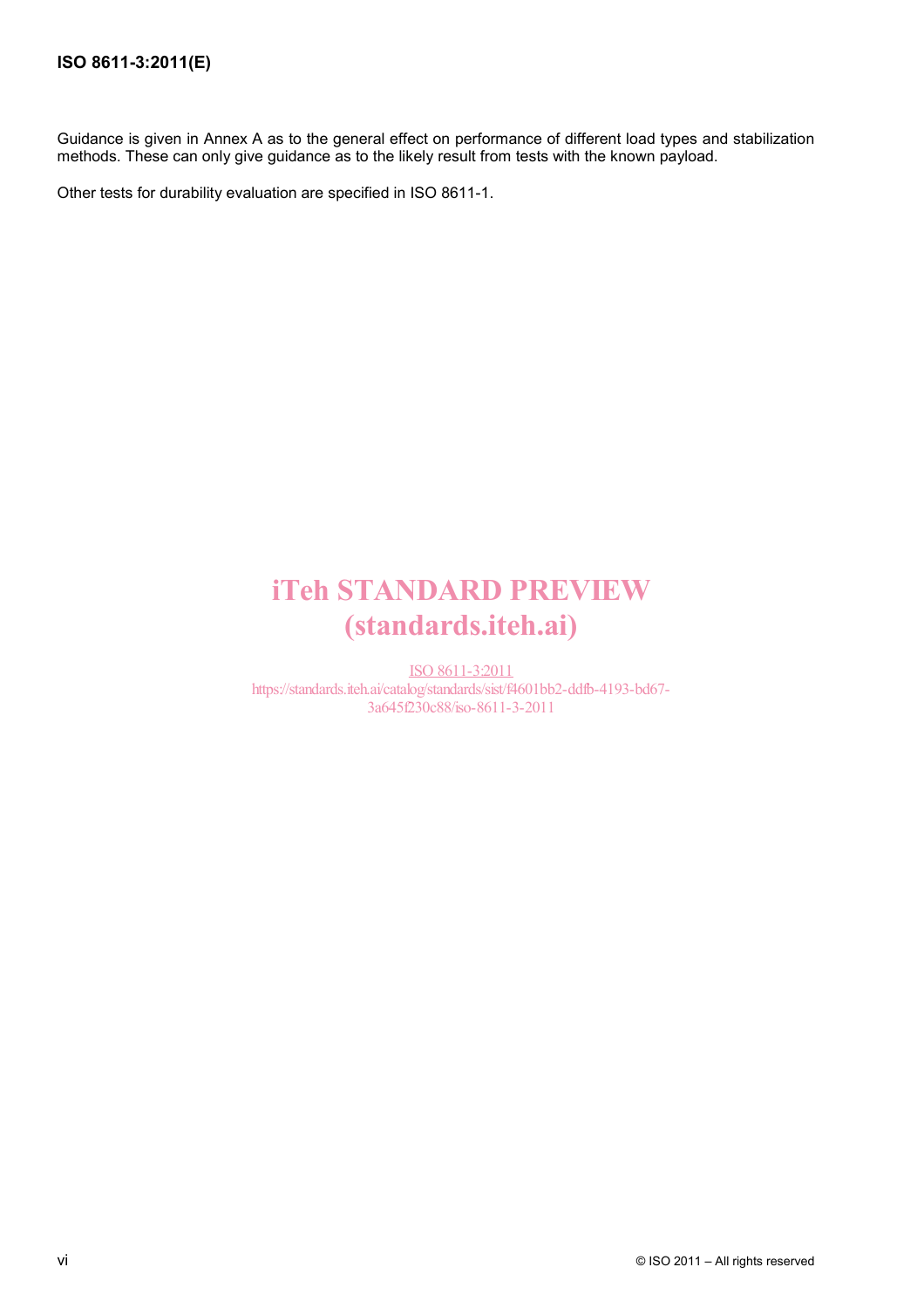Guidance is given in Annex A as to the general effect on performance of different load types and stabilization methods. These can only give guidance as to the likely result from tests with the known payload.

Other tests for durability evaluation are specified in ISO 8611-1.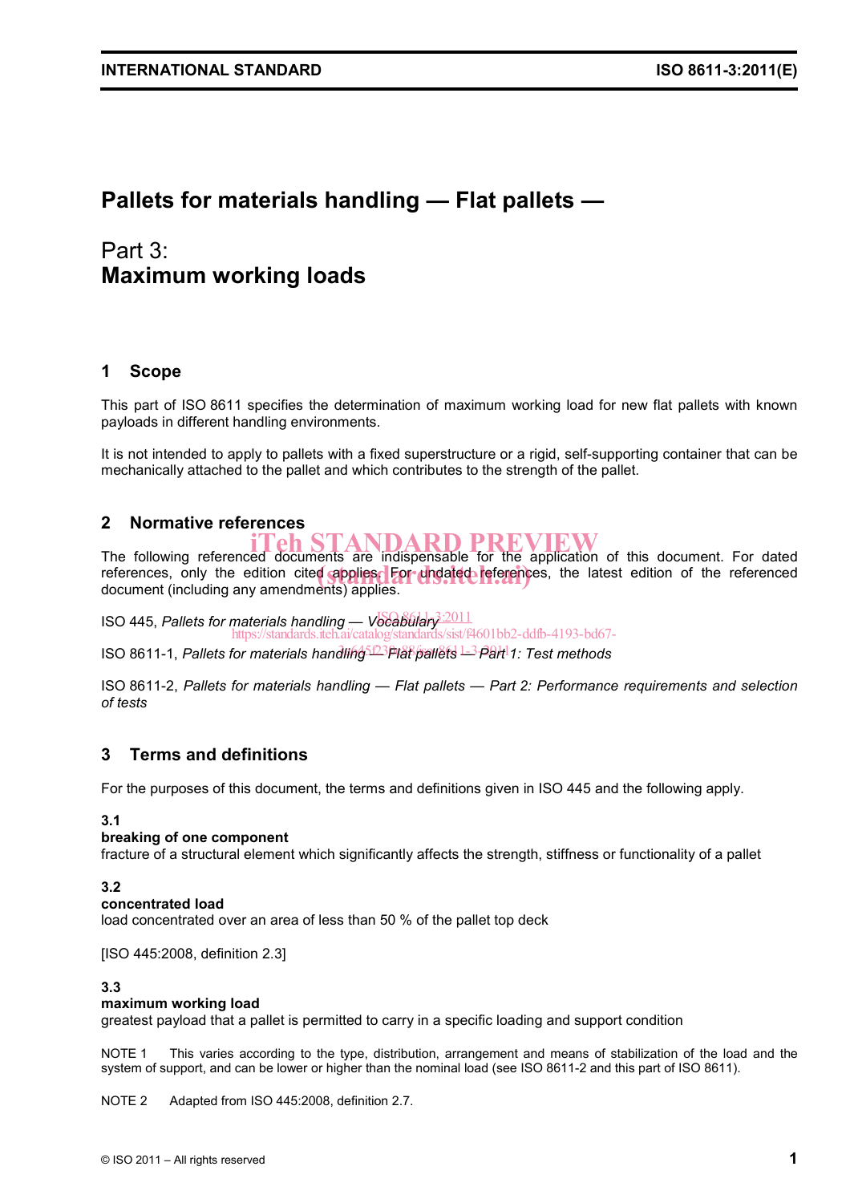# Pallets for materials handling — Flat pallets —

## Part 3:
## Maximum working loads

## 1 Scope

This part of ISO 8611 specifies the determination of maximum working load for new flat pallets with known payloads in different handling environments.

It is not intended to apply to pallets with a fixed superstructure or a rigid, self-supporting container that can be mechanically attached to the pallet and which contributes to the strength of the pallet.

## 2 Normative references

The following referenced documents are indispensable for the application of this document. For dated references, only the edition cited applies. For undated references, the latest edition of the referenced document (including any amendments) applies.

ISO 445, *Pallets for materials handling — Vocabulary*

ISO 8611-1, *Pallets for materials handling — Flat pallets — Part 1: Test methods*

ISO 8611-2, *Pallets for materials handling — Flat pallets — Part 2: Performance requirements and selection of tests*

## 3 Terms and definitions

For the purposes of this document, the terms and definitions given in ISO 445 and the following apply.

**3.1**
**breaking of one component**
fracture of a structural element which significantly affects the strength, stiffness or functionality of a pallet

**3.2**
**concentrated load**
load concentrated over an area of less than 50 % of the pallet top deck

[ISO 445:2008, definition 2.3]

**3.3**
**maximum working load**
greatest payload that a pallet is permitted to carry in a specific loading and support condition

NOTE 1 This varies according to the type, distribution, arrangement and means of stabilization of the load and the system of support, and can be lower or higher than the nominal load (see ISO 8611-2 and this part of ISO 8611).

NOTE 2 Adapted from ISO 445:2008, definition 2.7.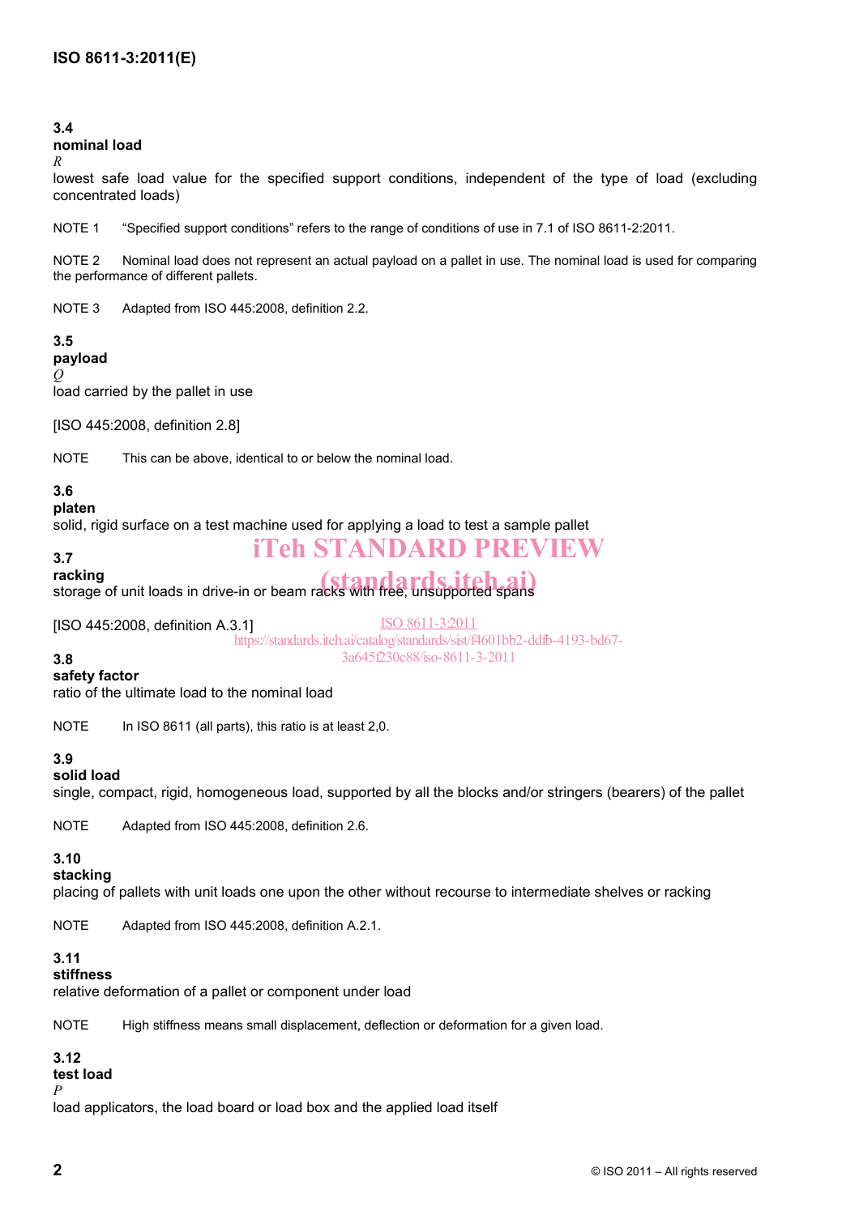**3.4**
**nominal load**
$R$
lowest safe load value for the specified support conditions, independent of the type of load (excluding concentrated loads)

NOTE 1 "Specified support conditions" refers to the range of conditions of use in 7.1 of ISO 8611-2:2011.

NOTE 2 Nominal load does not represent an actual payload on a pallet in use. The nominal load is used for comparing the performance of different pallets.

NOTE 3 Adapted from ISO 445:2008, definition 2.2.

**3.5**
**payload**
$Q$
load carried by the pallet in use

[ISO 445:2008, definition 2.8]

NOTE This can be above, identical to or below the nominal load.

**3.6**
**platen**
solid, rigid surface on a test machine used for applying a load to test a sample pallet

**3.7**
**racking**
storage of unit loads in drive-in or beam racks with free, unsupported spans

[ISO 445:2008, definition A.3.1]

**3.8**
**safety factor**
ratio of the ultimate load to the nominal load

NOTE In ISO 8611 (all parts), this ratio is at least 2,0.

**3.9**
**solid load**
single, compact, rigid, homogeneous load, supported by all the blocks and/or stringers (bearers) of the pallet

NOTE Adapted from ISO 445:2008, definition 2.6.

**3.10**
**stacking**
placing of pallets with unit loads one upon the other without recourse to intermediate shelves or racking

NOTE Adapted from ISO 445:2008, definition A.2.1.

**3.11**
**stiffness**
relative deformation of a pallet or component under load

NOTE High stiffness means small displacement, deflection or deformation for a given load.

**3.12**
**test load**
$P$
load applicators, the load board or load box and the applied load itself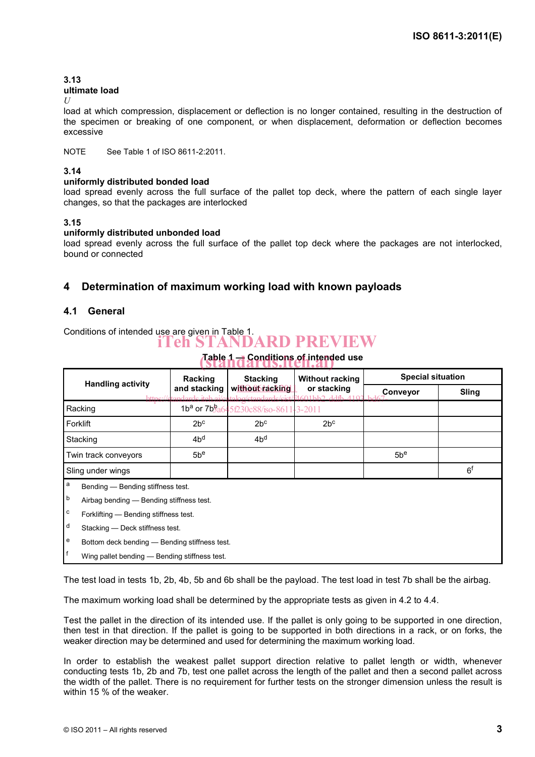**3.13**
**ultimate load**
*U*
load at which compression, displacement or deflection is no longer contained, resulting in the destruction of the specimen or breaking of one component, or when displacement, deformation or deflection becomes excessive

NOTE See Table 1 of ISO 8611-2:2011.

**3.14**
**uniformly distributed bonded load**
load spread evenly across the full surface of the pallet top deck, where the pattern of each single layer changes, so that the packages are interlocked

**3.15**
**uniformly distributed unbonded load**
load spread evenly across the full surface of the pallet top deck where the packages are not interlocked, bound or connected

## 4 Determination of maximum working load with known payloads

### 4.1 General

Conditions of intended use are given in Table 1.

**Table 1 — Conditions of intended use**

| Handling activity | Racking and stacking | Stacking without racking | Without racking or stacking | Special situation | |
|---|---|---|---|---|---|
| | | | | Conveyor | Sling |
| Racking | 1b[a] or 7b[b] | | | | |
| Forklift | 2b[c] | 2b[c] | 2b[c] | | |
| Stacking | 4b[d] | 4b[d] | | | |
| Twin track conveyors | 5b[e] | | | 5b[e] | |
| Sling under wings | | | | | 6[f] |

[a] Bending — Bending stiffness test.
[b] Airbag bending — Bending stiffness test.
[c] Forklifting — Bending stiffness test.
[d] Stacking — Deck stiffness test.
[e] Bottom deck bending — Bending stiffness test.
[f] Wing pallet bending — Bending stiffness test.

The test load in tests 1b, 2b, 4b, 5b and 6b shall be the payload. The test load in test 7b shall be the airbag.

The maximum working load shall be determined by the appropriate tests as given in 4.2 to 4.4.

Test the pallet in the direction of its intended use. If the pallet is only going to be supported in one direction, then test in that direction. If the pallet is going to be supported in both directions in a rack, or on forks, the weaker direction may be determined and used for determining the maximum working load.

In order to establish the weakest pallet support direction relative to pallet length or width, whenever conducting tests 1b, 2b and 7b, test one pallet across the length of the pallet and then a second pallet across the width of the pallet. There is no requirement for further tests on the stronger dimension unless the result is within 15 % of the weaker.